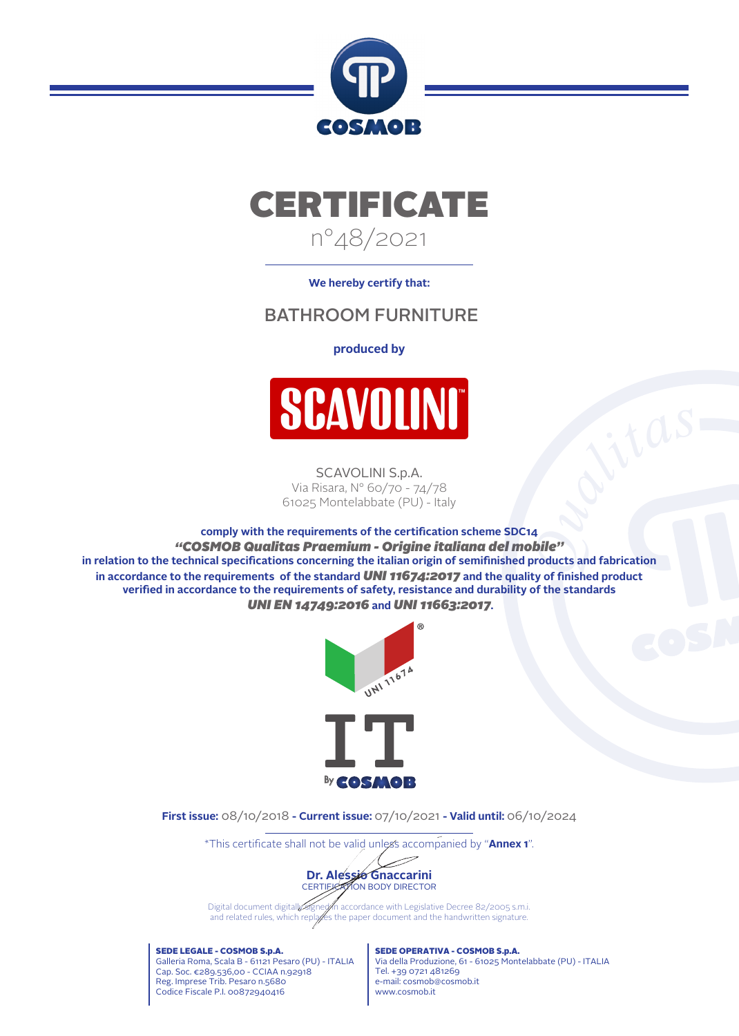COSMOB

# CERTIFICATE

n°48/2021

**We hereby certify that:**

## BATHROOM FURNITURE

**produced by**

SCAVOLINI

SCAVOLINI S.p.A.
Via Risara, N° 60/70 - 74/78
61025 Montelabbate (PU) - Italy

**comply with the requirements of the certification scheme SDC14**
***"COSMOB Qualitas Praemium - Origine italiana del mobile"***
**in relation to the technical specifications concerning the italian origin of semifinished products and fabrication in accordance to the requirements of the standard *UNI 11674:2017* and the quality of finished product verified in accordance to the requirements of safety, resistance and durability of the standards *UNI EN 14749:2016* and *UNI 11663:2017*.**

UNI 11674

IT By COSMOB

**First issue:** 08/10/2018 **- Current issue:** 07/10/2021 **- Valid until:** 06/10/2024

*This certificate shall not be valid unless accompanied by "**Annex 1**".

**Dr. Alessio Gnaccarini**
CERTIFICATION BODY DIRECTOR

Digital document digitally signed in accordance with Legislative Decree 82/2005 s.m.i. and related rules, which replaces the paper document and the handwritten signature.

**SEDE LEGALE - COSMOB S.p.A.**
Galleria Roma, Scala B - 61121 Pesaro (PU) - ITALIA
Cap. Soc. €289.536,00 - CCIAA n.92918
Reg. Imprese Trib. Pesaro n.5680
Codice Fiscale P.I. 00872940416

**SEDE OPERATIVA - COSMOB S.p.A.**
Via della Produzione, 61 - 61025 Montelabbate (PU) - ITALIA
Tel. +39 0721 481269
e-mail: cosmob@cosmob.it
www.cosmob.it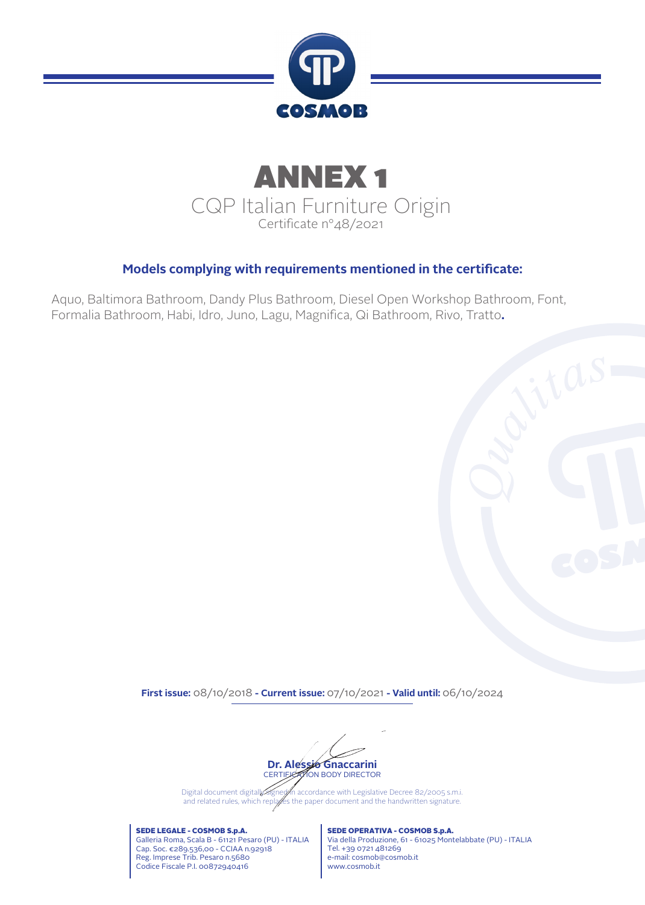COSMOB

# ANNEX 1

## CQP Italian Furniture Origin

Certificate n°48/2021

### Models complying with requirements mentioned in the certificate:

Aquo, Baltimora Bathroom, Dandy Plus Bathroom, Diesel Open Workshop Bathroom, Font, Formalia Bathroom, Habi, Idro, Juno, Lagu, Magnifica, Qi Bathroom, Rivo, Tratto**.**

**First issue:** 08/10/2018 **- Current issue:** 07/10/2021 **- Valid until:** 06/10/2024

**Dr. Alessio Gnaccarini**
CERTIFICATION BODY DIRECTOR

Digital document digitally signed in accordance with Legislative Decree 82/2005 s.m.i. and related rules, which replaces the paper document and the handwritten signature.

**SEDE LEGALE - COSMOB S.p.A.**
Galleria Roma, Scala B - 61121 Pesaro (PU) - ITALIA
Cap. Soc. €289.536,00 - CCIAA n.92918
Reg. Imprese Trib. Pesaro n.5680
Codice Fiscale P.I. 00872940416

**SEDE OPERATIVA - COSMOB S.p.A.**
Via della Produzione, 61 - 61025 Montelabbate (PU) - ITALIA
Tel. +39 0721 481269
e-mail: cosmob@cosmob.it
www.cosmob.it